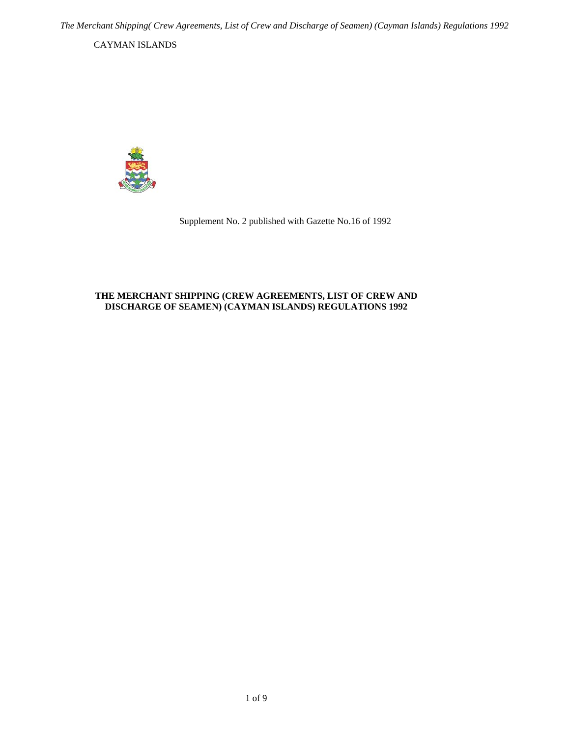CAYMAN ISLANDS

Supplement No. 2 published with Gazette No.16 of 1992

**THE MERCHANT SHIPPING (CREW AGREEMENTS, LIST OF CREW AND DISCHARGE OF SEAMEN) (CAYMAN ISLANDS) REGULATIONS 1992**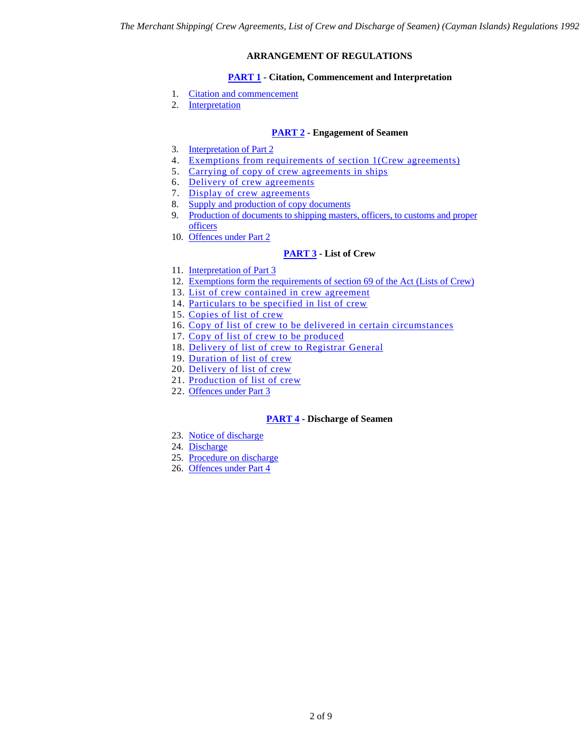## ARRANGEMENT OF REGULATIONS

### PART 1 - Citation, Commencement and Interpretation

1. Citation and commencement
2. Interpretation

### PART 2 - Engagement of Seamen

3. Interpretation of Part 2
4. Exemptions from requirements of section 1(Crew agreements)
5. Carrying of copy of crew agreements in ships
6. Delivery of crew agreements
7. Display of crew agreements
8. Supply and production of copy documents
9. Production of documents to shipping masters, officers, to customs and proper officers
10. Offences under Part 2

### PART 3 - List of Crew

11. Interpretation of Part 3
12. Exemptions form the requirements of section 69 of the Act (Lists of Crew)
13. List of crew contained in crew agreement
14. Particulars to be specified in list of crew
15. Copies of list of crew
16. Copy of list of crew to be delivered in certain circumstances
17. Copy of list of crew to be produced
18. Delivery of list of crew to Registrar General
19. Duration of list of crew
20. Delivery of list of crew
21. Production of list of crew
22. Offences under Part 3

### PART 4 - Discharge of Seamen

23. Notice of discharge
24. Discharge
25. Procedure on discharge
26. Offences under Part 4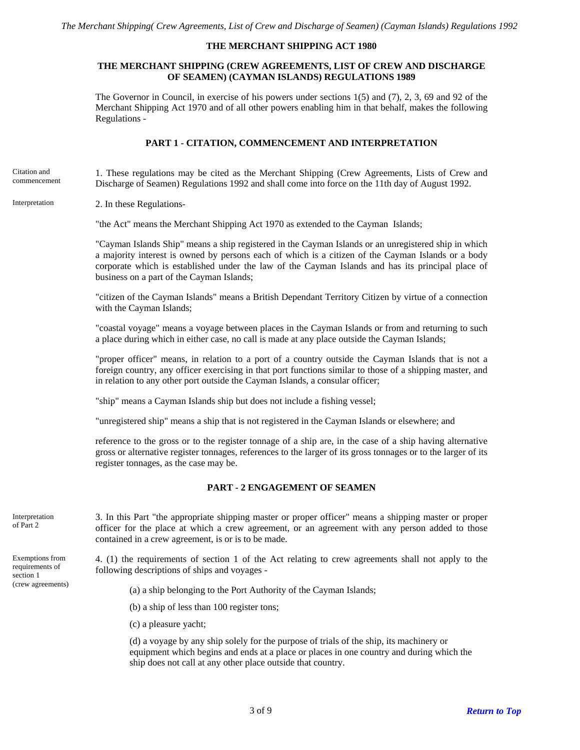# THE MERCHANT SHIPPING ACT 1980

## THE MERCHANT SHIPPING (CREW AGREEMENTS, LIST OF CREW AND DISCHARGE OF SEAMEN) (CAYMAN ISLANDS) REGULATIONS 1989

The Governor in Council, in exercise of his powers under sections 1(5) and (7), 2, 3, 69 and 92 of the Merchant Shipping Act 1970 and of all other powers enabling him in that behalf, makes the following Regulations -

### PART 1 - CITATION, COMMENCEMENT AND INTERPRETATION

Citation and commencement

1. These regulations may be cited as the Merchant Shipping (Crew Agreements, Lists of Crew and Discharge of Seamen) Regulations 1992 and shall come into force on the 11th day of August 1992.

Interpretation

2. In these Regulations-

"the Act" means the Merchant Shipping Act 1970 as extended to the Cayman Islands;

"Cayman Islands Ship" means a ship registered in the Cayman Islands or an unregistered ship in which a majority interest is owned by persons each of which is a citizen of the Cayman Islands or a body corporate which is established under the law of the Cayman Islands and has its principal place of business on a part of the Cayman Islands;

"citizen of the Cayman Islands" means a British Dependant Territory Citizen by virtue of a connection with the Cayman Islands;

"coastal voyage" means a voyage between places in the Cayman Islands or from and returning to such a place during which in either case, no call is made at any place outside the Cayman Islands;

"proper officer" means, in relation to a port of a country outside the Cayman Islands that is not a foreign country, any officer exercising in that port functions similar to those of a shipping master, and in relation to any other port outside the Cayman Islands, a consular officer;

"ship" means a Cayman Islands ship but does not include a fishing vessel;

"unregistered ship" means a ship that is not registered in the Cayman Islands or elsewhere; and

reference to the gross or to the register tonnage of a ship are, in the case of a ship having alternative gross or alternative register tonnages, references to the larger of its gross tonnages or to the larger of its register tonnages, as the case may be.

### PART - 2 ENGAGEMENT OF SEAMEN

Interpretation of Part 2

3. In this Part "the appropriate shipping master or proper officer" means a shipping master or proper officer for the place at which a crew agreement, or an agreement with any person added to those contained in a crew agreement, is or is to be made.

Exemptions from requirements of section 1 (crew agreements)

4. (1) the requirements of section 1 of the Act relating to crew agreements shall not apply to the following descriptions of ships and voyages -

(a) a ship belonging to the Port Authority of the Cayman Islands;

(b) a ship of less than 100 register tons;

(c) a pleasure yacht;

(d) a voyage by any ship solely for the purpose of trials of the ship, its machinery or equipment which begins and ends at a place or places in one country and during which the ship does not call at any other place outside that country.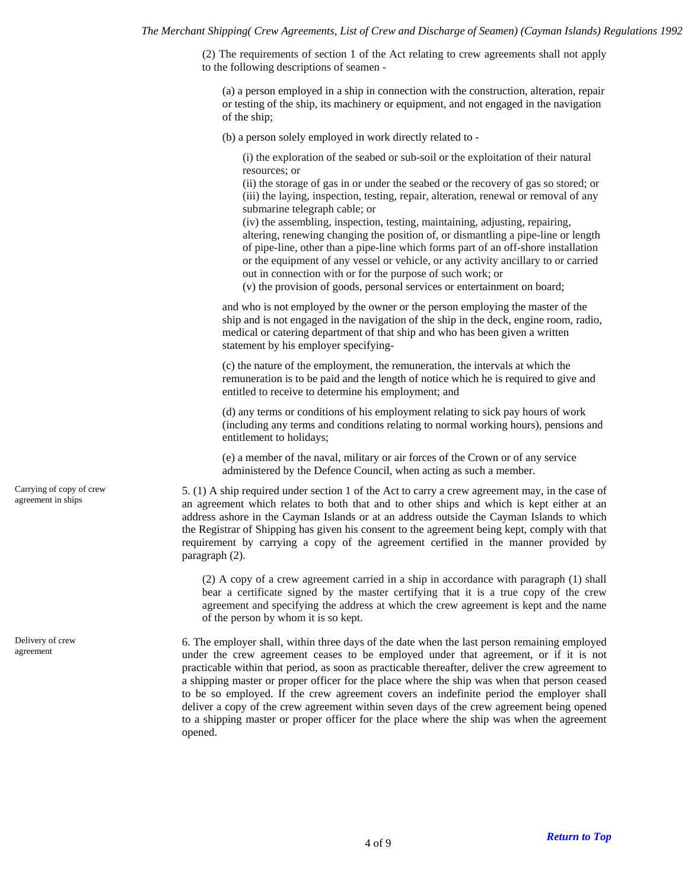(2) The requirements of section 1 of the Act relating to crew agreements shall not apply to the following descriptions of seamen -

(a) a person employed in a ship in connection with the construction, alteration, repair or testing of the ship, its machinery or equipment, and not engaged in the navigation of the ship;

(b) a person solely employed in work directly related to -

(i) the exploration of the seabed or sub-soil or the exploitation of their natural resources; or
(ii) the storage of gas in or under the seabed or the recovery of gas so stored; or
(iii) the laying, inspection, testing, repair, alteration, renewal or removal of any submarine telegraph cable; or
(iv) the assembling, inspection, testing, maintaining, adjusting, repairing, altering, renewing changing the position of, or dismantling a pipe-line or length of pipe-line, other than a pipe-line which forms part of an off-shore installation or the equipment of any vessel or vehicle, or any activity ancillary to or carried out in connection with or for the purpose of such work; or
(v) the provision of goods, personal services or entertainment on board;

and who is not employed by the owner or the person employing the master of the ship and is not engaged in the navigation of the ship in the deck, engine room, radio, medical or catering department of that ship and who has been given a written statement by his employer specifying-

(c) the nature of the employment, the remuneration, the intervals at which the remuneration is to be paid and the length of notice which he is required to give and entitled to receive to determine his employment; and

(d) any terms or conditions of his employment relating to sick pay hours of work (including any terms and conditions relating to normal working hours), pensions and entitlement to holidays;

(e) a member of the naval, military or air forces of the Crown or of any service administered by the Defence Council, when acting as such a member.

*Carrying of copy of crew agreement in ships*

5. (1) A ship required under section 1 of the Act to carry a crew agreement may, in the case of an agreement which relates to both that and to other ships and which is kept either at an address ashore in the Cayman Islands or at an address outside the Cayman Islands to which the Registrar of Shipping has given his consent to the agreement being kept, comply with that requirement by carrying a copy of the agreement certified in the manner provided by paragraph (2).

(2) A copy of a crew agreement carried in a ship in accordance with paragraph (1) shall bear a certificate signed by the master certifying that it is a true copy of the crew agreement and specifying the address at which the crew agreement is kept and the name of the person by whom it is so kept.

*Delivery of crew agreement*

6. The employer shall, within three days of the date when the last person remaining employed under the crew agreement ceases to be employed under that agreement, or if it is not practicable within that period, as soon as practicable thereafter, deliver the crew agreement to a shipping master or proper officer for the place where the ship was when that person ceased to be so employed. If the crew agreement covers an indefinite period the employer shall deliver a copy of the crew agreement within seven days of the crew agreement being opened to a shipping master or proper officer for the place where the ship was when the agreement opened.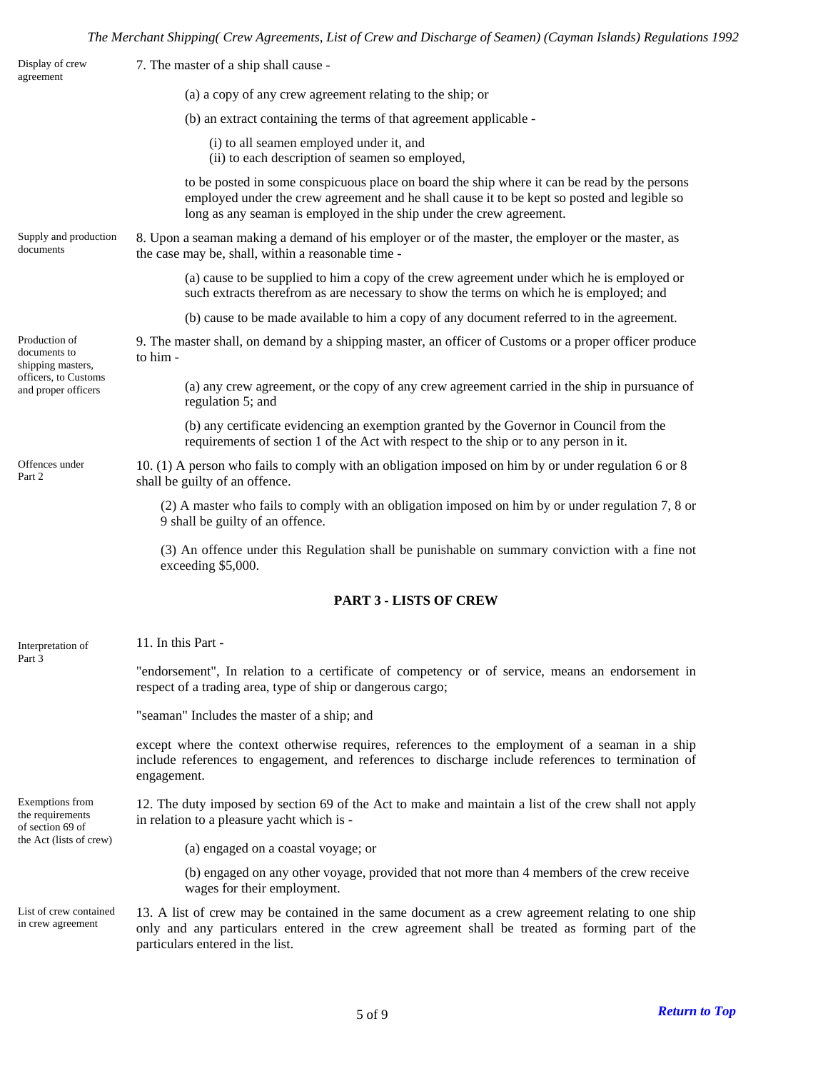Display of crew agreement

7. The master of a ship shall cause -

(a) a copy of any crew agreement relating to the ship; or

(b) an extract containing the terms of that agreement applicable -

(i) to all seamen employed under it, and
(ii) to each description of seamen so employed,

to be posted in some conspicuous place on board the ship where it can be read by the persons employed under the crew agreement and he shall cause it to be kept so posted and legible so long as any seaman is employed in the ship under the crew agreement.

Supply and production documents

8. Upon a seaman making a demand of his employer or of the master, the employer or the master, as the case may be, shall, within a reasonable time -

(a) cause to be supplied to him a copy of the crew agreement under which he is employed or such extracts therefrom as are necessary to show the terms on which he is employed; and

(b) cause to be made available to him a copy of any document referred to in the agreement.

Production of documents to shipping masters, officers, to Customs and proper officers

9. The master shall, on demand by a shipping master, an officer of Customs or a proper officer produce to him -

(a) any crew agreement, or the copy of any crew agreement carried in the ship in pursuance of regulation 5; and

(b) any certificate evidencing an exemption granted by the Governor in Council from the requirements of section 1 of the Act with respect to the ship or to any person in it.

Offences under Part 2

10. (1) A person who fails to comply with an obligation imposed on him by or under regulation 6 or 8 shall be guilty of an offence.

(2) A master who fails to comply with an obligation imposed on him by or under regulation 7, 8 or 9 shall be guilty of an offence.

(3) An offence under this Regulation shall be punishable on summary conviction with a fine not exceeding $5,000.

## PART 3 - LISTS OF CREW

Interpretation of Part 3

11. In this Part -

"endorsement", In relation to a certificate of competency or of service, means an endorsement in respect of a trading area, type of ship or dangerous cargo;

"seaman" Includes the master of a ship; and

except where the context otherwise requires, references to the employment of a seaman in a ship include references to engagement, and references to discharge include references to termination of engagement.

Exemptions from the requirements of section 69 of the Act (lists of crew)

12. The duty imposed by section 69 of the Act to make and maintain a list of the crew shall not apply in relation to a pleasure yacht which is -

(a) engaged on a coastal voyage; or

(b) engaged on any other voyage, provided that not more than 4 members of the crew receive wages for their employment.

List of crew contained in crew agreement

13. A list of crew may be contained in the same document as a crew agreement relating to one ship only and any particulars entered in the crew agreement shall be treated as forming part of the particulars entered in the list.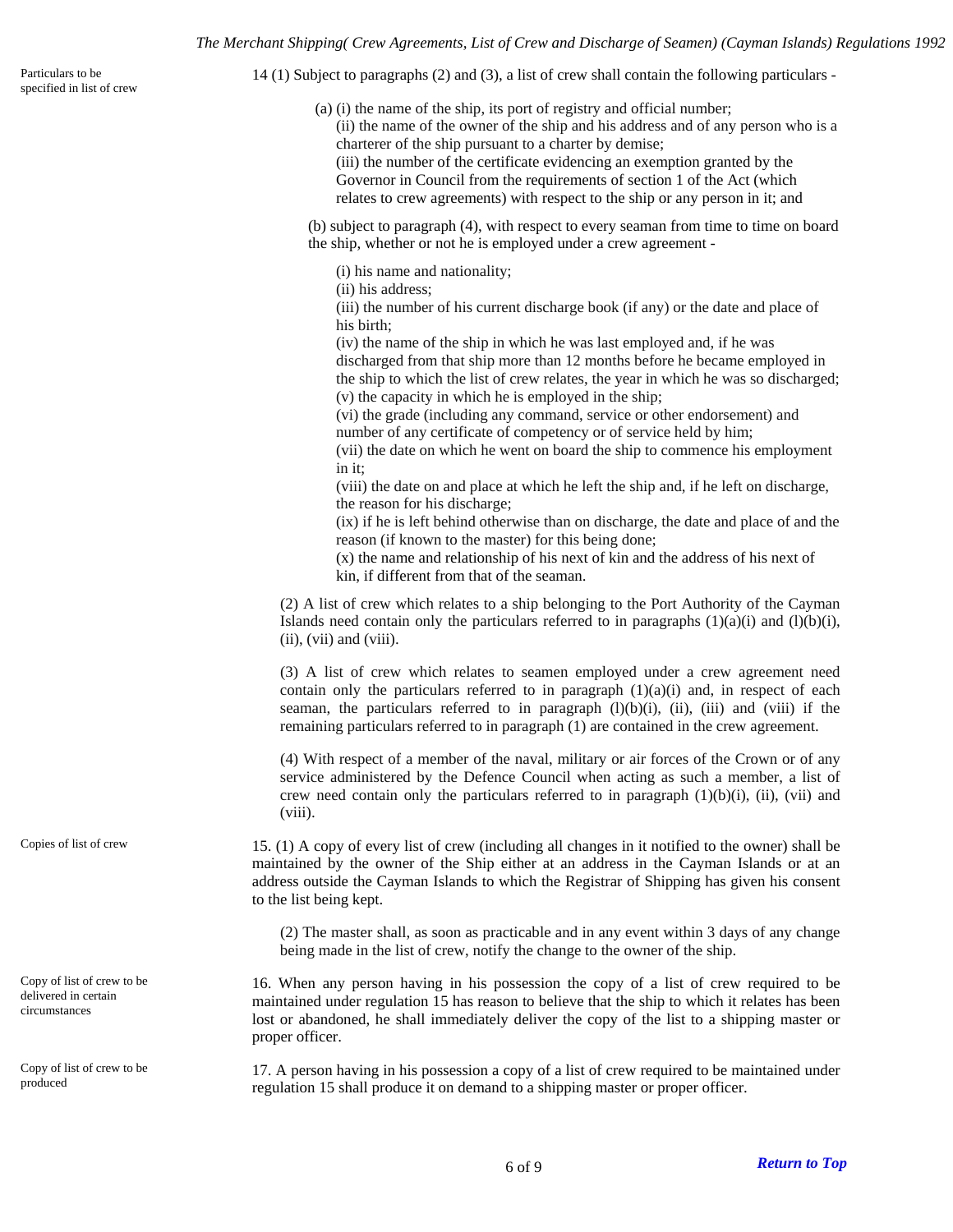Particulars to be specified in list of crew

14 (1) Subject to paragraphs (2) and (3), a list of crew shall contain the following particulars -

(a) (i) the name of the ship, its port of registry and official number;
(ii) the name of the owner of the ship and his address and of any person who is a charterer of the ship pursuant to a charter by demise;
(iii) the number of the certificate evidencing an exemption granted by the Governor in Council from the requirements of section 1 of the Act (which relates to crew agreements) with respect to the ship or any person in it; and

(b) subject to paragraph (4), with respect to every seaman from time to time on board the ship, whether or not he is employed under a crew agreement -

(i) his name and nationality;
(ii) his address;
(iii) the number of his current discharge book (if any) or the date and place of his birth;
(iv) the name of the ship in which he was last employed and, if he was discharged from that ship more than 12 months before he became employed in the ship to which the list of crew relates, the year in which he was so discharged;
(v) the capacity in which he is employed in the ship;
(vi) the grade (including any command, service or other endorsement) and number of any certificate of competency or of service held by him;
(vii) the date on which he went on board the ship to commence his employment in it;
(viii) the date on and place at which he left the ship and, if he left on discharge, the reason for his discharge;
(ix) if he is left behind otherwise than on discharge, the date and place of and the reason (if known to the master) for this being done;
(x) the name and relationship of his next of kin and the address of his next of kin, if different from that of the seaman.

(2) A list of crew which relates to a ship belonging to the Port Authority of the Cayman Islands need contain only the particulars referred to in paragraphs (1)(a)(i) and (l)(b)(i), (ii), (vii) and (viii).

(3) A list of crew which relates to seamen employed under a crew agreement need contain only the particulars referred to in paragraph (1)(a)(i) and, in respect of each seaman, the particulars referred to in paragraph (l)(b)(i), (ii), (iii) and (viii) if the remaining particulars referred to in paragraph (1) are contained in the crew agreement.

(4) With respect of a member of the naval, military or air forces of the Crown or of any service administered by the Defence Council when acting as such a member, a list of crew need contain only the particulars referred to in paragraph (1)(b)(i), (ii), (vii) and (viii).

Copies of list of crew

15. (1) A copy of every list of crew (including all changes in it notified to the owner) shall be maintained by the owner of the Ship either at an address in the Cayman Islands or at an address outside the Cayman Islands to which the Registrar of Shipping has given his consent to the list being kept.

(2) The master shall, as soon as practicable and in any event within 3 days of any change being made in the list of crew, notify the change to the owner of the ship.

Copy of list of crew to be delivered in certain circumstances

16. When any person having in his possession the copy of a list of crew required to be maintained under regulation 15 has reason to believe that the ship to which it relates has been lost or abandoned, he shall immediately deliver the copy of the list to a shipping master or proper officer.

Copy of list of crew to be produced

17. A person having in his possession a copy of a list of crew required to be maintained under regulation 15 shall produce it on demand to a shipping master or proper officer.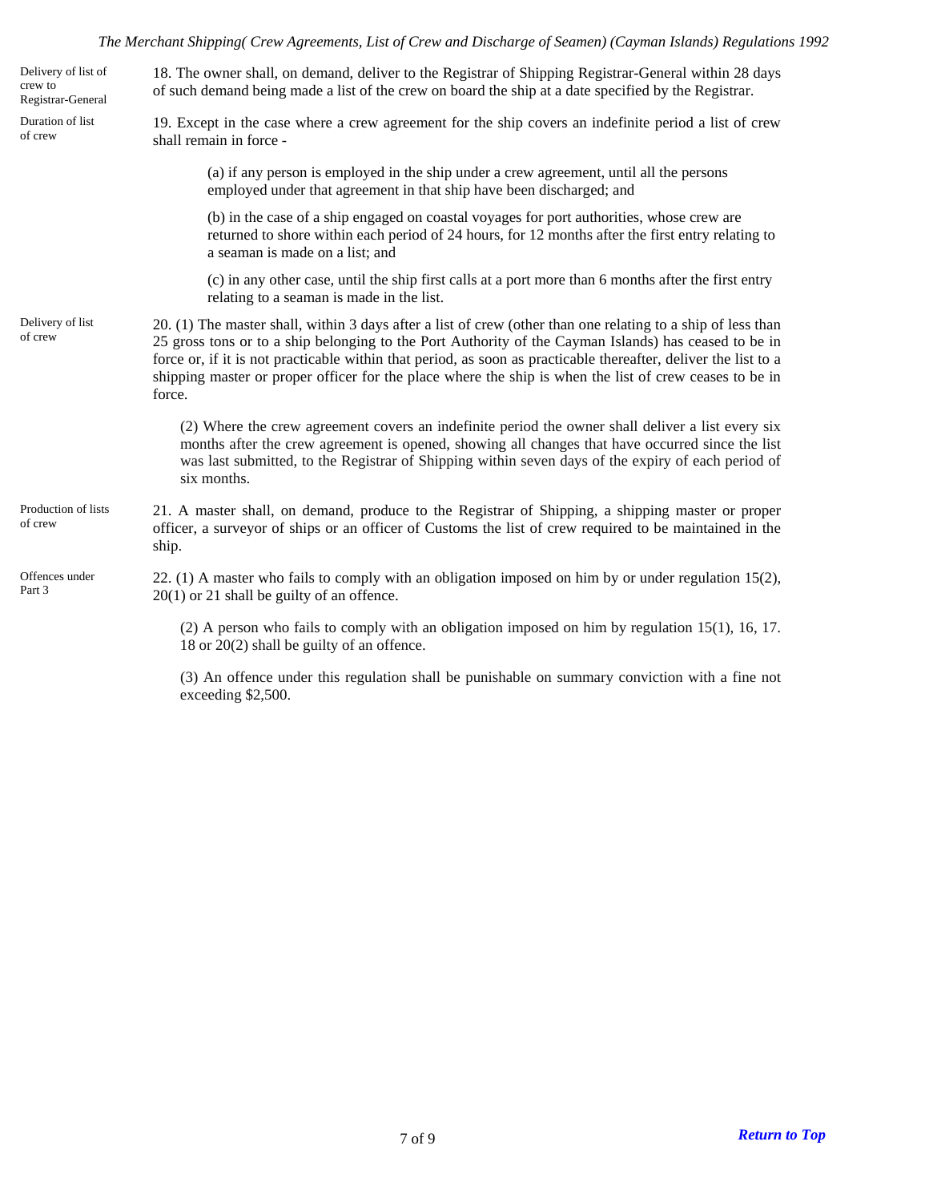**Delivery of list of crew to Registrar-General**

18. The owner shall, on demand, deliver to the Registrar of Shipping Registrar-General within 28 days of such demand being made a list of the crew on board the ship at a date specified by the Registrar.

**Duration of list of crew**

19. Except in the case where a crew agreement for the ship covers an indefinite period a list of crew shall remain in force -

(a) if any person is employed in the ship under a crew agreement, until all the persons employed under that agreement in that ship have been discharged; and

(b) in the case of a ship engaged on coastal voyages for port authorities, whose crew are returned to shore within each period of 24 hours, for 12 months after the first entry relating to a seaman is made on a list; and

(c) in any other case, until the ship first calls at a port more than 6 months after the first entry relating to a seaman is made in the list.

**Delivery of list of crew**

20. (1) The master shall, within 3 days after a list of crew (other than one relating to a ship of less than 25 gross tons or to a ship belonging to the Port Authority of the Cayman Islands) has ceased to be in force or, if it is not practicable within that period, as soon as practicable thereafter, deliver the list to a shipping master or proper officer for the place where the ship is when the list of crew ceases to be in force.

(2) Where the crew agreement covers an indefinite period the owner shall deliver a list every six months after the crew agreement is opened, showing all changes that have occurred since the list was last submitted, to the Registrar of Shipping within seven days of the expiry of each period of six months.

**Production of lists of crew**

21. A master shall, on demand, produce to the Registrar of Shipping, a shipping master or proper officer, a surveyor of ships or an officer of Customs the list of crew required to be maintained in the ship.

**Offences under Part 3**

22. (1) A master who fails to comply with an obligation imposed on him by or under regulation 15(2), 20(1) or 21 shall be guilty of an offence.

(2) A person who fails to comply with an obligation imposed on him by regulation 15(1), 16, 17. 18 or 20(2) shall be guilty of an offence.

(3) An offence under this regulation shall be punishable on summary conviction with a fine not exceeding $2,500.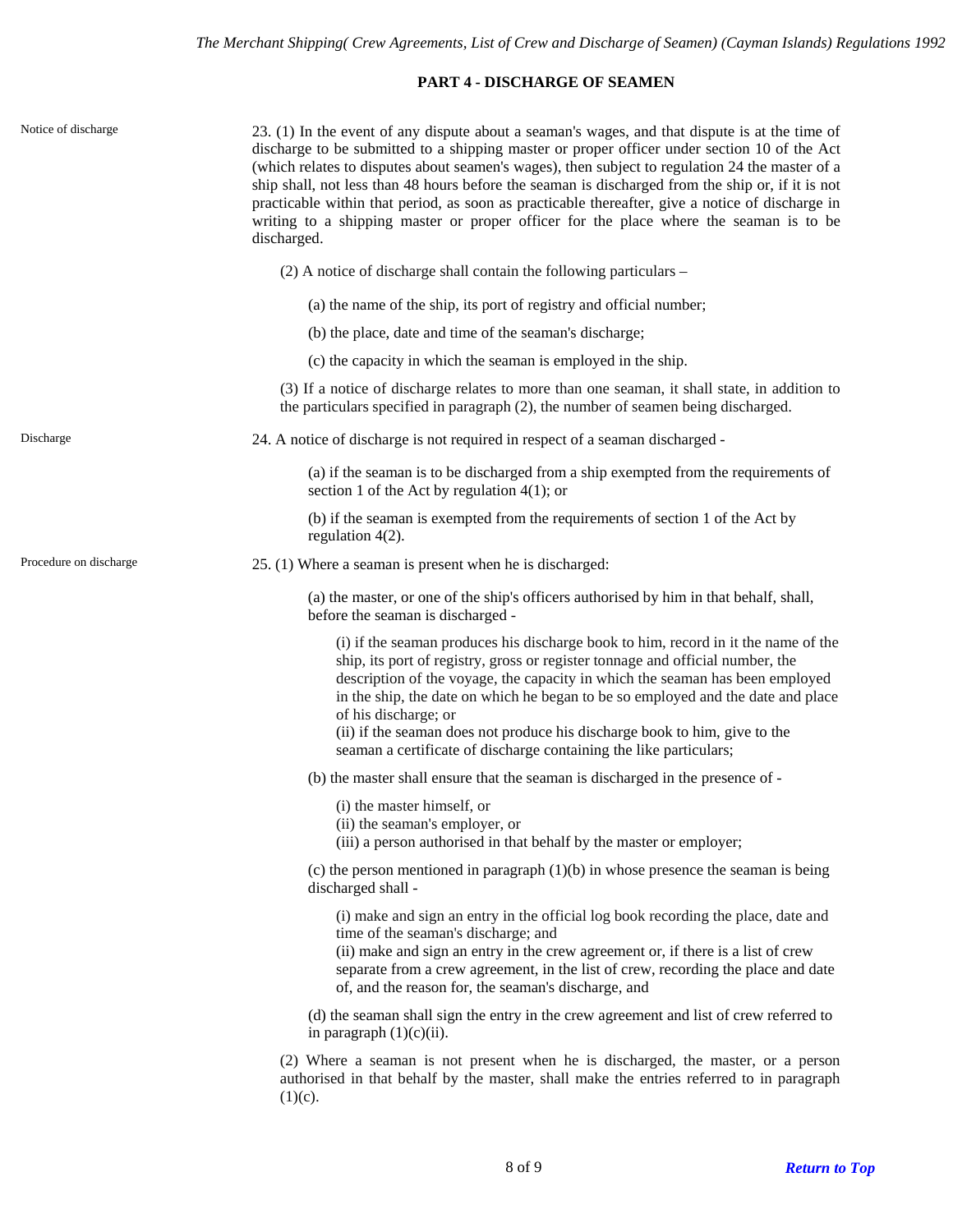## PART 4 - DISCHARGE OF SEAMEN

**Notice of discharge**

23. (1) In the event of any dispute about a seaman's wages, and that dispute is at the time of discharge to be submitted to a shipping master or proper officer under section 10 of the Act (which relates to disputes about seamen's wages), then subject to regulation 24 the master of a ship shall, not less than 48 hours before the seaman is discharged from the ship or, if it is not practicable within that period, as soon as practicable thereafter, give a notice of discharge in writing to a shipping master or proper officer for the place where the seaman is to be discharged.

(2) A notice of discharge shall contain the following particulars –

(a) the name of the ship, its port of registry and official number;

(b) the place, date and time of the seaman's discharge;

(c) the capacity in which the seaman is employed in the ship.

(3) If a notice of discharge relates to more than one seaman, it shall state, in addition to the particulars specified in paragraph (2), the number of seamen being discharged.

**Discharge**

24. A notice of discharge is not required in respect of a seaman discharged -

(a) if the seaman is to be discharged from a ship exempted from the requirements of section 1 of the Act by regulation 4(1); or

(b) if the seaman is exempted from the requirements of section 1 of the Act by regulation 4(2).

**Procedure on discharge**

25. (1) Where a seaman is present when he is discharged:

(a) the master, or one of the ship's officers authorised by him in that behalf, shall, before the seaman is discharged -

(i) if the seaman produces his discharge book to him, record in it the name of the ship, its port of registry, gross or register tonnage and official number, the description of the voyage, the capacity in which the seaman has been employed in the ship, the date on which he began to be so employed and the date and place of his discharge; or
(ii) if the seaman does not produce his discharge book to him, give to the seaman a certificate of discharge containing the like particulars;

(b) the master shall ensure that the seaman is discharged in the presence of -

(i) the master himself, or
(ii) the seaman's employer, or
(iii) a person authorised in that behalf by the master or employer;

(c) the person mentioned in paragraph (1)(b) in whose presence the seaman is being discharged shall -

(i) make and sign an entry in the official log book recording the place, date and time of the seaman's discharge; and
(ii) make and sign an entry in the crew agreement or, if there is a list of crew separate from a crew agreement, in the list of crew, recording the place and date of, and the reason for, the seaman's discharge, and

(d) the seaman shall sign the entry in the crew agreement and list of crew referred to in paragraph (1)(c)(ii).

(2) Where a seaman is not present when he is discharged, the master, or a person authorised in that behalf by the master, shall make the entries referred to in paragraph (1)(c).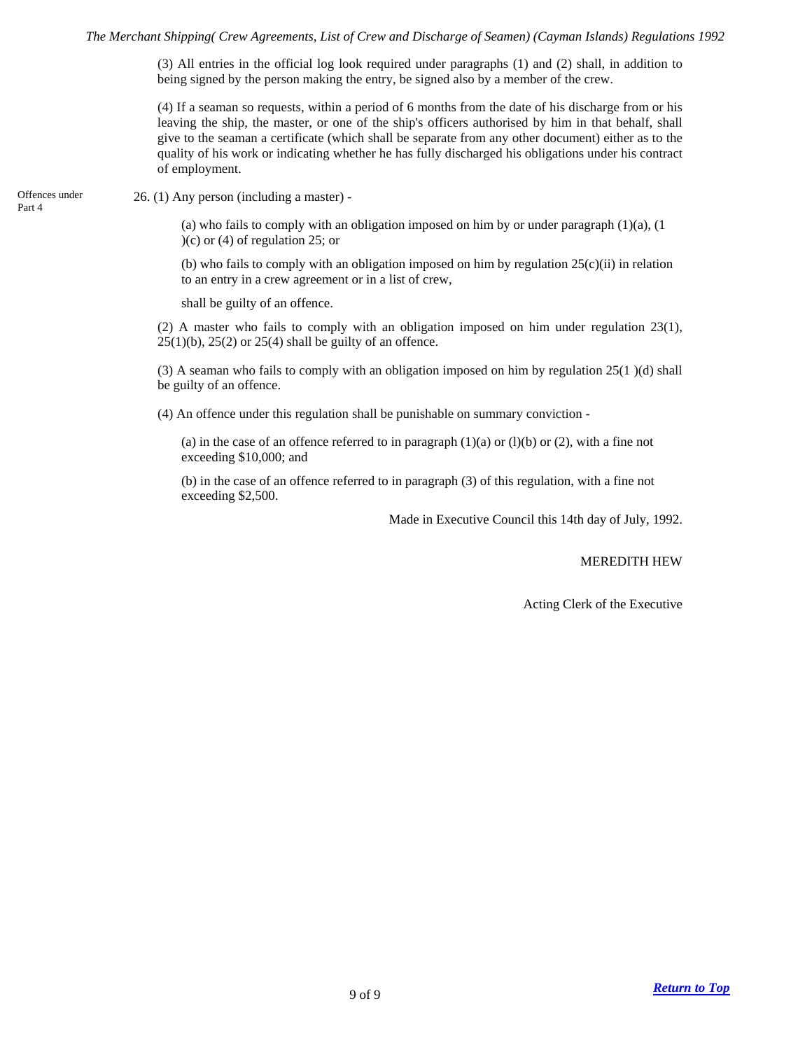(3) All entries in the official log look required under paragraphs (1) and (2) shall, in addition to being signed by the person making the entry, be signed also by a member of the crew.

(4) If a seaman so requests, within a period of 6 months from the date of his discharge from or his leaving the ship, the master, or one of the ship's officers authorised by him in that behalf, shall give to the seaman a certificate (which shall be separate from any other document) either as to the quality of his work or indicating whether he has fully discharged his obligations under his contract of employment.

Offences under Part 4

26. (1) Any person (including a master) -

(a) who fails to comply with an obligation imposed on him by or under paragraph (1)(a), (1 )(c) or (4) of regulation 25; or

(b) who fails to comply with an obligation imposed on him by regulation 25(c)(ii) in relation to an entry in a crew agreement or in a list of crew,

shall be guilty of an offence.

(2) A master who fails to comply with an obligation imposed on him under regulation 23(1), 25(1)(b), 25(2) or 25(4) shall be guilty of an offence.

(3) A seaman who fails to comply with an obligation imposed on him by regulation 25(1 )(d) shall be guilty of an offence.

(4) An offence under this regulation shall be punishable on summary conviction -

(a) in the case of an offence referred to in paragraph (1)(a) or (l)(b) or (2), with a fine not exceeding $10,000; and

(b) in the case of an offence referred to in paragraph (3) of this regulation, with a fine not exceeding $2,500.

Made in Executive Council this 14th day of July, 1992.

MEREDITH HEW

Acting Clerk of the Executive

*Return to Top*